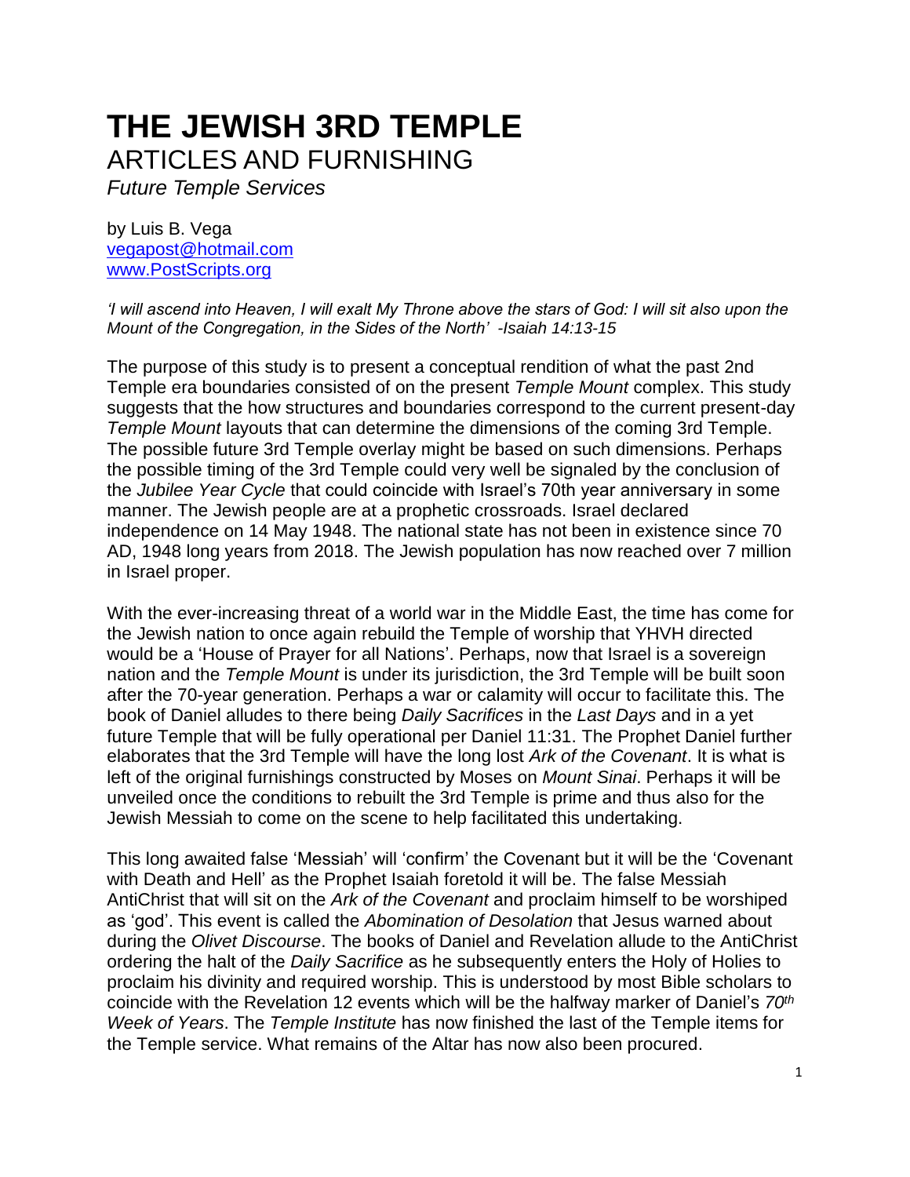# THE JEWISH 3RD TEMPLE

## ARTICLES AND FURNISHING

*Future Temple Services*

by Luis B. Vega
vegapost@hotmail.com
www.PostScripts.org

*'I will ascend into Heaven, I will exalt My Throne above the stars of God: I will sit also upon the Mount of the Congregation, in the Sides of the North' -Isaiah 14:13-15*

The purpose of this study is to present a conceptual rendition of what the past 2nd Temple era boundaries consisted of on the present *Temple Mount* complex. This study suggests that the how structures and boundaries correspond to the current present-day *Temple Mount* layouts that can determine the dimensions of the coming 3rd Temple. The possible future 3rd Temple overlay might be based on such dimensions. Perhaps the possible timing of the 3rd Temple could very well be signaled by the conclusion of the *Jubilee Year Cycle* that could coincide with Israel's 70th year anniversary in some manner. The Jewish people are at a prophetic crossroads. Israel declared independence on 14 May 1948. The national state has not been in existence since 70 AD, 1948 long years from 2018. The Jewish population has now reached over 7 million in Israel proper.

With the ever-increasing threat of a world war in the Middle East, the time has come for the Jewish nation to once again rebuild the Temple of worship that YHVH directed would be a 'House of Prayer for all Nations'. Perhaps, now that Israel is a sovereign nation and the *Temple Mount* is under its jurisdiction, the 3rd Temple will be built soon after the 70-year generation. Perhaps a war or calamity will occur to facilitate this. The book of Daniel alludes to there being *Daily Sacrifices* in the *Last Days* and in a yet future Temple that will be fully operational per Daniel 11:31. The Prophet Daniel further elaborates that the 3rd Temple will have the long lost *Ark of the Covenant*. It is what is left of the original furnishings constructed by Moses on *Mount Sinai*. Perhaps it will be unveiled once the conditions to rebuilt the 3rd Temple is prime and thus also for the Jewish Messiah to come on the scene to help facilitated this undertaking.

This long awaited false 'Messiah' will 'confirm' the Covenant but it will be the 'Covenant with Death and Hell' as the Prophet Isaiah foretold it will be. The false Messiah AntiChrist that will sit on the *Ark of the Covenant* and proclaim himself to be worshiped as 'god'. This event is called the *Abomination of Desolation* that Jesus warned about during the *Olivet Discourse*. The books of Daniel and Revelation allude to the AntiChrist ordering the halt of the *Daily Sacrifice* as he subsequently enters the Holy of Holies to proclaim his divinity and required worship. This is understood by most Bible scholars to coincide with the Revelation 12 events which will be the halfway marker of Daniel's *70th Week of Years*. The *Temple Institute* has now finished the last of the Temple items for the Temple service. What remains of the Altar has now also been procured.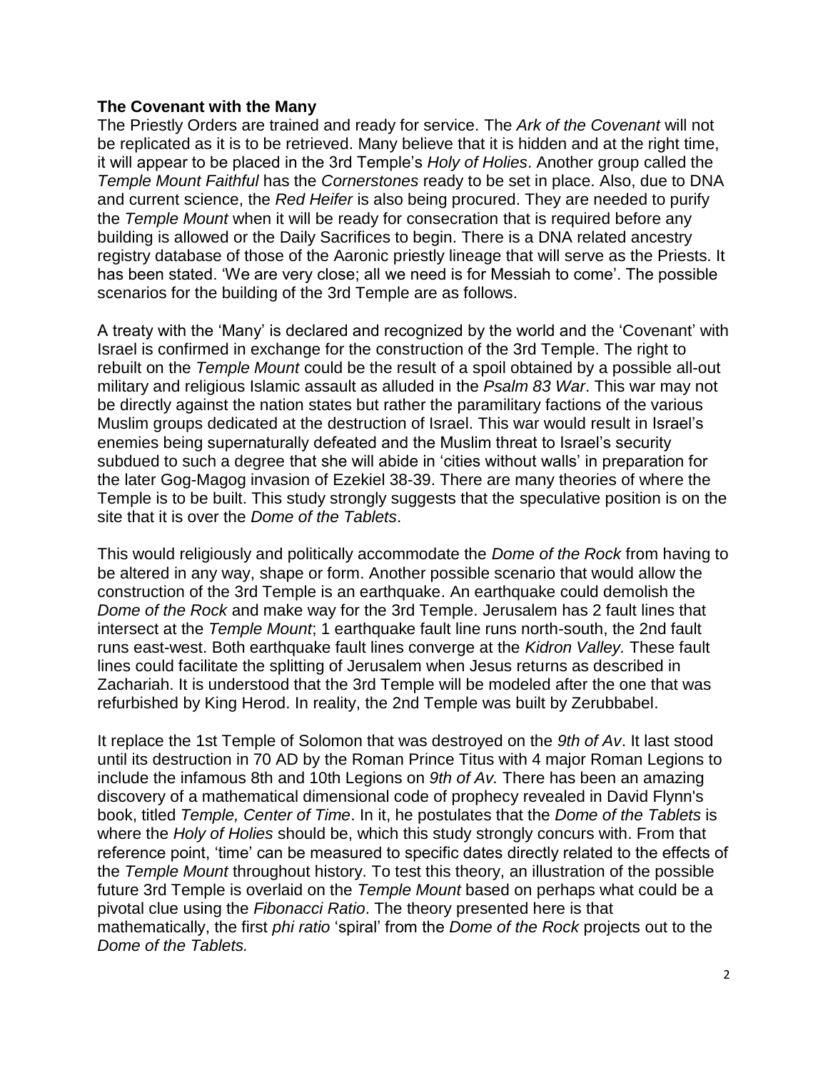**The Covenant with the Many**

The Priestly Orders are trained and ready for service. The *Ark of the Covenant* will not be replicated as it is to be retrieved. Many believe that it is hidden and at the right time, it will appear to be placed in the 3rd Temple's *Holy of Holies*. Another group called the *Temple Mount Faithful* has the *Cornerstones* ready to be set in place. Also, due to DNA and current science, the *Red Heifer* is also being procured. They are needed to purify the *Temple Mount* when it will be ready for consecration that is required before any building is allowed or the Daily Sacrifices to begin. There is a DNA related ancestry registry database of those of the Aaronic priestly lineage that will serve as the Priests. It has been stated. 'We are very close; all we need is for Messiah to come'. The possible scenarios for the building of the 3rd Temple are as follows.

A treaty with the 'Many' is declared and recognized by the world and the 'Covenant' with Israel is confirmed in exchange for the construction of the 3rd Temple. The right to rebuilt on the *Temple Mount* could be the result of a spoil obtained by a possible all-out military and religious Islamic assault as alluded in the *Psalm 83 War*. This war may not be directly against the nation states but rather the paramilitary factions of the various Muslim groups dedicated at the destruction of Israel. This war would result in Israel's enemies being supernaturally defeated and the Muslim threat to Israel's security subdued to such a degree that she will abide in 'cities without walls' in preparation for the later Gog-Magog invasion of Ezekiel 38-39. There are many theories of where the Temple is to be built. This study strongly suggests that the speculative position is on the site that it is over the *Dome of the Tablets*.

This would religiously and politically accommodate the *Dome of the Rock* from having to be altered in any way, shape or form. Another possible scenario that would allow the construction of the 3rd Temple is an earthquake. An earthquake could demolish the *Dome of the Rock* and make way for the 3rd Temple. Jerusalem has 2 fault lines that intersect at the *Temple Mount*; 1 earthquake fault line runs north-south, the 2nd fault runs east-west. Both earthquake fault lines converge at the *Kidron Valley.* These fault lines could facilitate the splitting of Jerusalem when Jesus returns as described in Zachariah. It is understood that the 3rd Temple will be modeled after the one that was refurbished by King Herod. In reality, the 2nd Temple was built by Zerubbabel.

It replace the 1st Temple of Solomon that was destroyed on the *9th of Av*. It last stood until its destruction in 70 AD by the Roman Prince Titus with 4 major Roman Legions to include the infamous 8th and 10th Legions on *9th of Av.* There has been an amazing discovery of a mathematical dimensional code of prophecy revealed in David Flynn's book, titled *Temple, Center of Time*. In it, he postulates that the *Dome of the Tablets* is where the *Holy of Holies* should be, which this study strongly concurs with. From that reference point, 'time' can be measured to specific dates directly related to the effects of the *Temple Mount* throughout history. To test this theory, an illustration of the possible future 3rd Temple is overlaid on the *Temple Mount* based on perhaps what could be a pivotal clue using the *Fibonacci Ratio*. The theory presented here is that mathematically, the first *phi ratio* 'spiral' from the *Dome of the Rock* projects out to the *Dome of the Tablets.*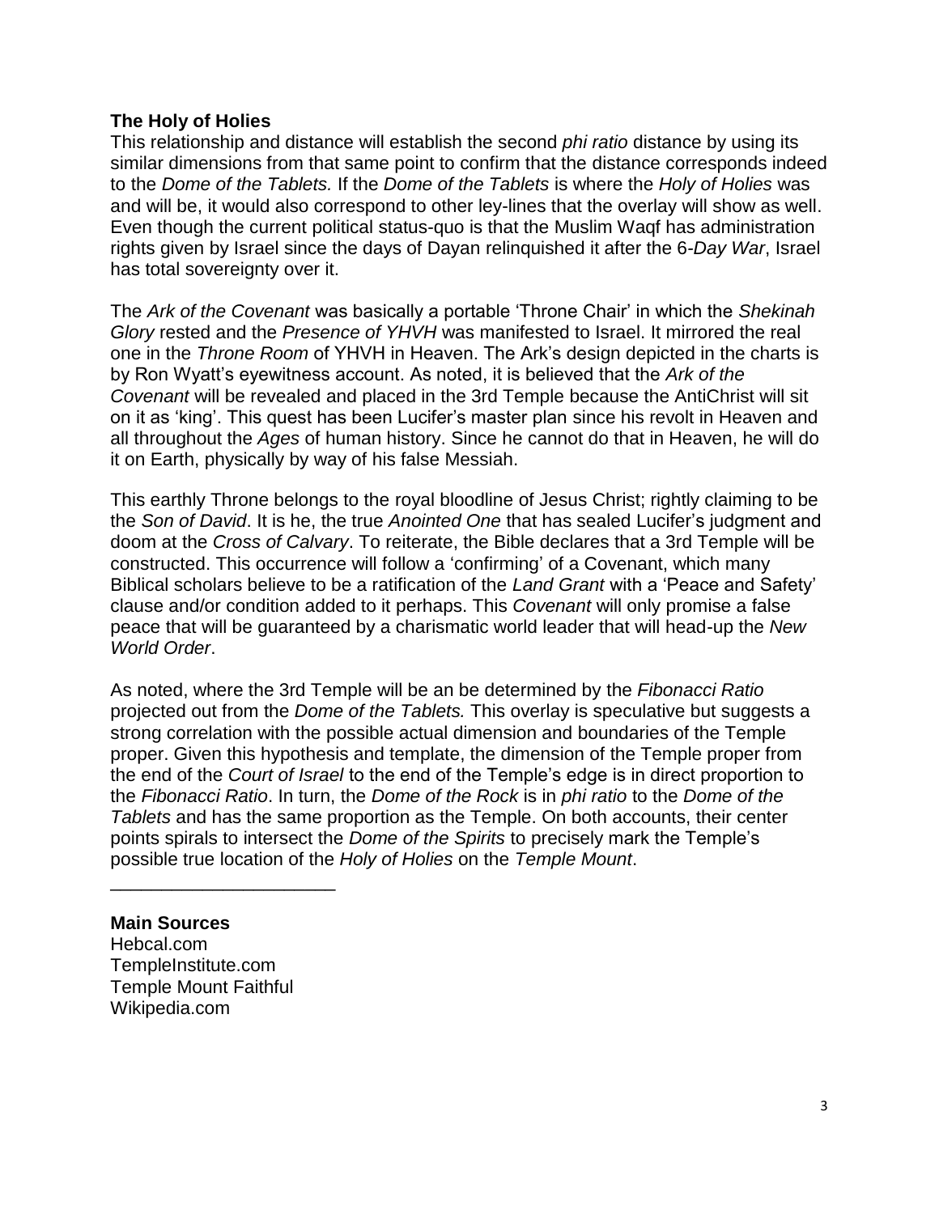**The Holy of Holies**

This relationship and distance will establish the second *phi ratio* distance by using its similar dimensions from that same point to confirm that the distance corresponds indeed to the *Dome of the Tablets.* If the *Dome of the Tablets* is where the *Holy of Holies* was and will be, it would also correspond to other ley-lines that the overlay will show as well. Even though the current political status-quo is that the Muslim Waqf has administration rights given by Israel since the days of Dayan relinquished it after the 6-*Day War*, Israel has total sovereignty over it.

The *Ark of the Covenant* was basically a portable 'Throne Chair' in which the *Shekinah Glory* rested and the *Presence of YHVH* was manifested to Israel. It mirrored the real one in the *Throne Room* of YHVH in Heaven. The Ark's design depicted in the charts is by Ron Wyatt's eyewitness account. As noted, it is believed that the *Ark of the Covenant* will be revealed and placed in the 3rd Temple because the AntiChrist will sit on it as 'king'. This quest has been Lucifer's master plan since his revolt in Heaven and all throughout the *Ages* of human history. Since he cannot do that in Heaven, he will do it on Earth, physically by way of his false Messiah.

This earthly Throne belongs to the royal bloodline of Jesus Christ; rightly claiming to be the *Son of David*. It is he, the true *Anointed One* that has sealed Lucifer's judgment and doom at the *Cross of Calvary*. To reiterate, the Bible declares that a 3rd Temple will be constructed. This occurrence will follow a 'confirming' of a Covenant, which many Biblical scholars believe to be a ratification of the *Land Grant* with a 'Peace and Safety' clause and/or condition added to it perhaps. This *Covenant* will only promise a false peace that will be guaranteed by a charismatic world leader that will head-up the *New World Order*.

As noted, where the 3rd Temple will be an be determined by the *Fibonacci Ratio* projected out from the *Dome of the Tablets.* This overlay is speculative but suggests a strong correlation with the possible actual dimension and boundaries of the Temple proper. Given this hypothesis and template, the dimension of the Temple proper from the end of the *Court of Israel* to the end of the Temple's edge is in direct proportion to the *Fibonacci Ratio*. In turn, the *Dome of the Rock* is in *phi ratio* to the *Dome of the Tablets* and has the same proportion as the Temple. On both accounts, their center points spirals to intersect the *Dome of the Spirits* to precisely mark the Temple's possible true location of the *Holy of Holies* on the *Temple Mount*.

______________________

**Main Sources**

Hebcal.com
TempleInstitute.com
Temple Mount Faithful
Wikipedia.com